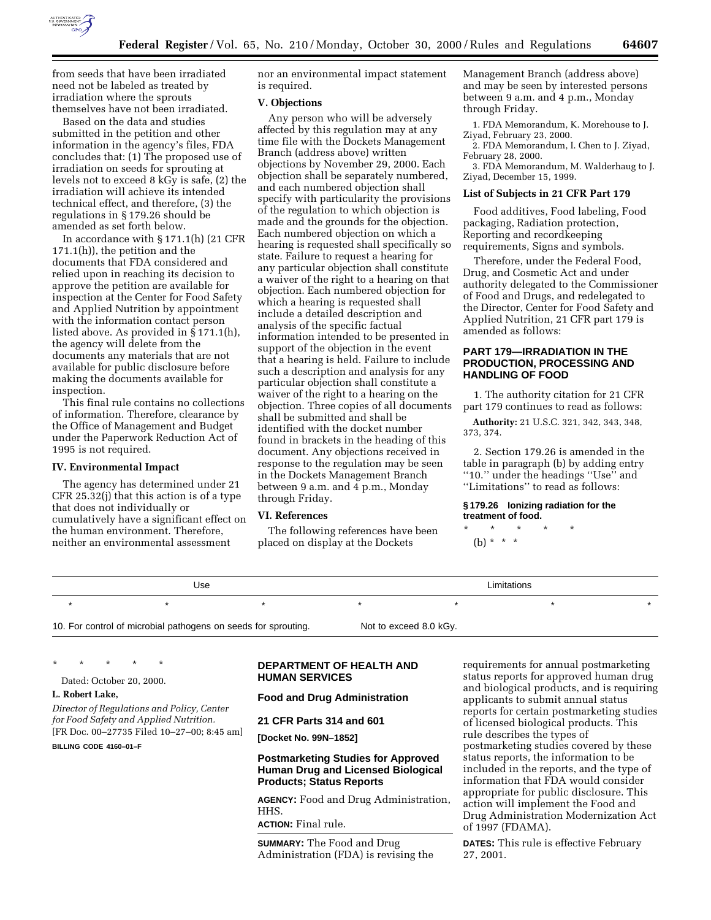from seeds that have been irradiated need not be labeled as treated by irradiation where the sprouts themselves have not been irradiated.

Based on the data and studies submitted in the petition and other information in the agency's files, FDA concludes that: (1) The proposed use of irradiation on seeds for sprouting at levels not to exceed 8 kGy is safe, (2) the irradiation will achieve its intended technical effect, and therefore, (3) the regulations in § 179.26 should be amended as set forth below.

In accordance with § 171.1(h) (21 CFR 171.1(h)), the petition and the documents that FDA considered and relied upon in reaching its decision to approve the petition are available for inspection at the Center for Food Safety and Applied Nutrition by appointment with the information contact person listed above. As provided in § 171.1(h), the agency will delete from the documents any materials that are not available for public disclosure before making the documents available for inspection.

This final rule contains no collections of information. Therefore, clearance by the Office of Management and Budget under the Paperwork Reduction Act of 1995 is not required.

## IV. Environmental Impact

The agency has determined under 21 CFR 25.32(j) that this action is of a type that does not individually or cumulatively have a significant effect on the human environment. Therefore, neither an environmental assessment nor an environmental impact statement is required.

## V. Objections

Any person who will be adversely affected by this regulation may at any time file with the Dockets Management Branch (address above) written objections by November 29, 2000. Each objection shall be separately numbered, and each numbered objection shall specify with particularity the provisions of the regulation to which objection is made and the grounds for the objection. Each numbered objection on which a hearing is requested shall specifically so state. Failure to request a hearing for any particular objection shall constitute a waiver of the right to a hearing on that objection. Each numbered objection for which a hearing is requested shall include a detailed description and analysis of the specific factual information intended to be presented in support of the objection in the event that a hearing is held. Failure to include such a description and analysis for any particular objection shall constitute a waiver of the right to a hearing on the objection. Three copies of all documents shall be submitted and shall be identified with the docket number found in brackets in the heading of this document. Any objections received in response to the regulation may be seen in the Dockets Management Branch between 9 a.m. and 4 p.m., Monday through Friday.

## VI. References

The following references have been placed on display at the Dockets Management Branch (address above) and may be seen by interested persons between 9 a.m. and 4 p.m., Monday through Friday.

1. FDA Memorandum, K. Morehouse to J. Ziyad, February 23, 2000.
2. FDA Memorandum, I. Chen to J. Ziyad, February 28, 2000.
3. FDA Memorandum, M. Walderhaug to J. Ziyad, December 15, 1999.

### List of Subjects in 21 CFR Part 179

Food additives, Food labeling, Food packaging, Radiation protection, Reporting and recordkeeping requirements, Signs and symbols.

Therefore, under the Federal Food, Drug, and Cosmetic Act and under authority delegated to the Commissioner of Food and Drugs, and redelegated to the Director, Center for Food Safety and Applied Nutrition, 21 CFR part 179 is amended as follows:

## PART 179—IRRADIATION IN THE PRODUCTION, PROCESSING AND HANDLING OF FOOD

1. The authority citation for 21 CFR part 179 continues to read as follows:

**Authority:** 21 U.S.C. 321, 342, 343, 348, 373, 374.

2. Section 179.26 is amended in the table in paragraph (b) by adding entry ''10.'' under the headings ''Use'' and ''Limitations'' to read as follows:

**§ 179.26 Ionizing radiation for the treatment of food.**

\* \* \* \* \*

(b) \* \* \*

| Use | Limitations |
|---|---|
| \* \* \* \* | \* \* \* |
| 10. For control of microbial pathogens on seeds for sprouting. | Not to exceed 8.0 kGy. |

\* \* \* \* \*

Dated: October 20, 2000.

**L. Robert Lake,**

*Director of Regulations and Policy, Center for Food Safety and Applied Nutrition.*

[FR Doc. 00–27735 Filed 10–27–00; 8:45 am]

**BILLING CODE 4160–01–F**

## DEPARTMENT OF HEALTH AND HUMAN SERVICES

## Food and Drug Administration

## 21 CFR Parts 314 and 601

**[Docket No. 99N–1852]**

## Postmarketing Studies for Approved Human Drug and Licensed Biological Products; Status Reports

**AGENCY:** Food and Drug Administration, HHS.

**ACTION:** Final rule.

**SUMMARY:** The Food and Drug Administration (FDA) is revising the requirements for annual postmarketing status reports for approved human drug and biological products, and is requiring applicants to submit annual status reports for certain postmarketing studies of licensed biological products. This rule describes the types of postmarketing studies covered by these status reports, the information to be included in the reports, and the type of information that FDA would consider appropriate for public disclosure. This action will implement the Food and Drug Administration Modernization Act of 1997 (FDAMA).

**DATES:** This rule is effective February 27, 2001.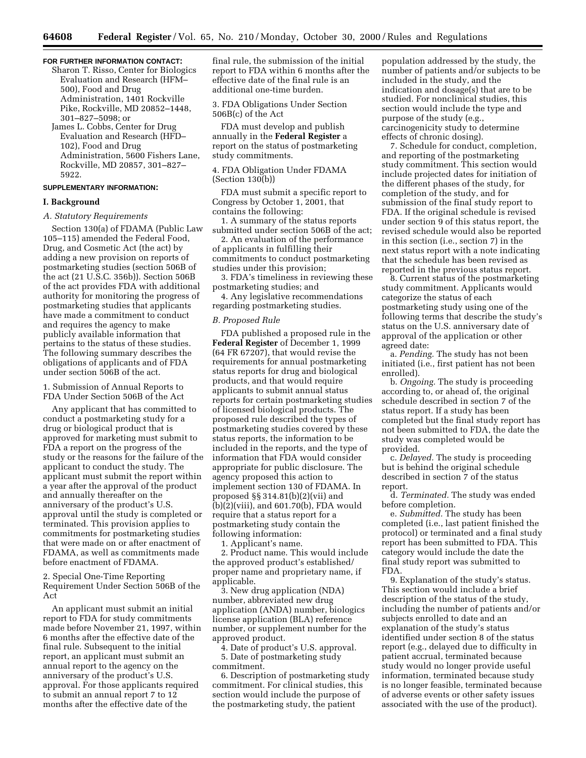**FOR FURTHER INFORMATION CONTACT:**

Sharon T. Risso, Center for Biologics Evaluation and Research (HFM–500), Food and Drug Administration, 1401 Rockville Pike, Rockville, MD 20852–1448, 301–827–5098; or

James L. Cobbs, Center for Drug Evaluation and Research (HFD–102), Food and Drug Administration, 5600 Fishers Lane, Rockville, MD 20857, 301–827–5922.

**SUPPLEMENTARY INFORMATION:**

## I. Background

### A. Statutory Requirements

Section 130(a) of FDAMA (Public Law 105–115) amended the Federal Food, Drug, and Cosmetic Act (the act) by adding a new provision on reports of postmarketing studies (section 506B of the act (21 U.S.C. 356b)). Section 506B of the act provides FDA with additional authority for monitoring the progress of postmarketing studies that applicants have made a commitment to conduct and requires the agency to make publicly available information that pertains to the status of these studies. The following summary describes the obligations of applicants and of FDA under section 506B of the act.

1. Submission of Annual Reports to FDA Under Section 506B of the Act

Any applicant that has committed to conduct a postmarketing study for a drug or biological product that is approved for marketing must submit to FDA a report on the progress of the study or the reasons for the failure of the applicant to conduct the study. The applicant must submit the report within a year after the approval of the product and annually thereafter on the anniversary of the product's U.S. approval until the study is completed or terminated. This provision applies to commitments for postmarketing studies that were made on or after enactment of FDAMA, as well as commitments made before enactment of FDAMA.

2. Special One-Time Reporting Requirement Under Section 506B of the Act

An applicant must submit an initial report to FDA for study commitments made before November 21, 1997, within 6 months after the effective date of the final rule. Subsequent to the initial report, an applicant must submit an annual report to the agency on the anniversary of the product's U.S. approval. For those applicants required to submit an annual report 7 to 12 months after the effective date of the final rule, the submission of the initial report to FDA within 6 months after the effective date of the final rule is an additional one-time burden.

3. FDA Obligations Under Section 506B(c) of the Act

FDA must develop and publish annually in the **Federal Register** a report on the status of postmarketing study commitments.

4. FDA Obligation Under FDAMA (Section 130(b))

FDA must submit a specific report to Congress by October 1, 2001, that contains the following:

1. A summary of the status reports submitted under section 506B of the act;
2. An evaluation of the performance of applicants in fulfilling their commitments to conduct postmarketing studies under this provision;
3. FDA's timeliness in reviewing these postmarketing studies; and
4. Any legislative recommendations regarding postmarketing studies.

### B. Proposed Rule

FDA published a proposed rule in the **Federal Register** of December 1, 1999 (64 FR 67207), that would revise the requirements for annual postmarketing status reports for drug and biological products, and that would require applicants to submit annual status reports for certain postmarketing studies of licensed biological products. The proposed rule described the types of postmarketing studies covered by these status reports, the information to be included in the reports, and the type of information that FDA would consider appropriate for public disclosure. The agency proposed this action to implement section 130 of FDAMA. In proposed §§ 314.81(b)(2)(vii) and (b)(2)(viii), and 601.70(b), FDA would require that a status report for a postmarketing study contain the following information:

1. Applicant's name.
2. Product name. This would include the approved product's established/proper name and proprietary name, if applicable.
3. New drug application (NDA) number, abbreviated new drug application (ANDA) number, biologics license application (BLA) reference number, or supplement number for the approved product.
4. Date of product's U.S. approval.
5. Date of postmarketing study commitment.
6. Description of postmarketing study commitment. For clinical studies, this section would include the purpose of the postmarketing study, the patient population addressed by the study, the number of patients and/or subjects to be included in the study, and the indication and dosage(s) that are to be studied. For nonclinical studies, this section would include the type and purpose of the study (e.g., carcinogenicity study to determine effects of chronic dosing).
7. Schedule for conduct, completion, and reporting of the postmarketing study commitment. This section would include projected dates for initiation of the different phases of the study, for completion of the study, and for submission of the final study report to FDA. If the original schedule is revised under section 9 of this status report, the revised schedule would also be reported in this section (i.e., section 7) in the next status report with a note indicating that the schedule has been revised as reported in the previous status report.
8. Current status of the postmarketing study commitment. Applicants would categorize the status of each postmarketing study using one of the following terms that describe the study's status on the U.S. anniversary date of approval of the application or other agreed date:

a. *Pending.* The study has not been initiated (i.e., first patient has not been enrolled).

b. *Ongoing.* The study is proceeding according to, or ahead of, the original schedule described in section 7 of the status report. If a study has been completed but the final study report has not been submitted to FDA, the date the study was completed would be provided.

c. *Delayed.* The study is proceeding but is behind the original schedule described in section 7 of the status report.

d. *Terminated.* The study was ended before completion.

e. *Submitted.* The study has been completed (i.e., last patient finished the protocol) or terminated and a final study report has been submitted to FDA. This category would include the date the final study report was submitted to FDA.

9. Explanation of the study's status. This section would include a brief description of the status of the study, including the number of patients and/or subjects enrolled to date and an explanation of the study's status identified under section 8 of the status report (e.g., delayed due to difficulty in patient accrual, terminated because study would no longer provide useful information, terminated because study is no longer feasible, terminated because of adverse events or other safety issues associated with the use of the product).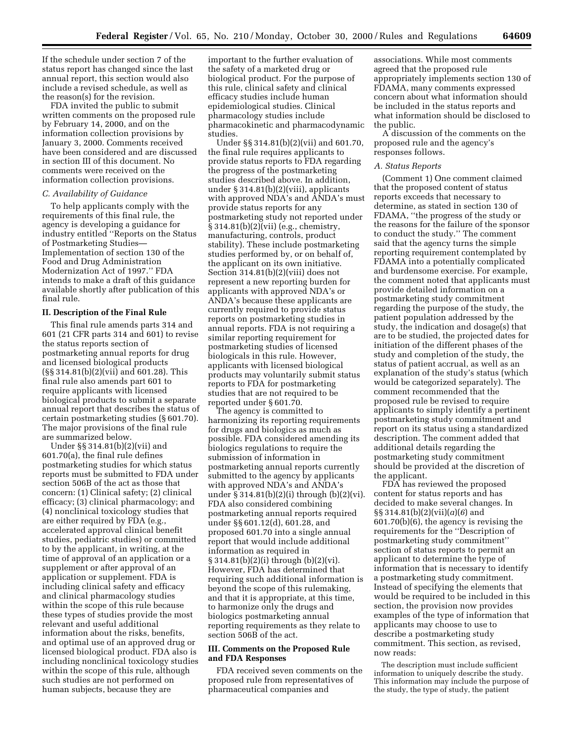If the schedule under section 7 of the status report has changed since the last annual report, this section would also include a revised schedule, as well as the reason(s) for the revision.

FDA invited the public to submit written comments on the proposed rule by February 14, 2000, and on the information collection provisions by January 3, 2000. Comments received have been considered and are discussed in section III of this document. No comments were received on the information collection provisions.

*C. Availability of Guidance*

To help applicants comply with the requirements of this final rule, the agency is developing a guidance for industry entitled ''Reports on the Status of Postmarketing Studies— Implementation of section 130 of the Food and Drug Administration Modernization Act of 1997.'' FDA intends to make a draft of this guidance available shortly after publication of this final rule.

## II. Description of the Final Rule

This final rule amends parts 314 and 601 (21 CFR parts 314 and 601) to revise the status reports section of postmarketing annual reports for drug and licensed biological products (§§ 314.81(b)(2)(vii) and 601.28). This final rule also amends part 601 to require applicants with licensed biological products to submit a separate annual report that describes the status of certain postmarketing studies (§ 601.70). The major provisions of the final rule are summarized below.

Under §§ 314.81(b)(2)(vii) and 601.70(a), the final rule defines postmarketing studies for which status reports must be submitted to FDA under section 506B of the act as those that concern: (1) Clinical safety; (2) clinical efficacy; (3) clinical pharmacology; and (4) nonclinical toxicology studies that are either required by FDA (e.g., accelerated approval clinical benefit studies, pediatric studies) or committed to by the applicant, in writing, at the time of approval of an application or a supplement or after approval of an application or supplement. FDA is including clinical safety and efficacy and clinical pharmacology studies within the scope of this rule because these types of studies provide the most relevant and useful additional information about the risks, benefits, and optimal use of an approved drug or licensed biological product. FDA also is including nonclinical toxicology studies within the scope of this rule, although such studies are not performed on human subjects, because they are important to the further evaluation of the safety of a marketed drug or biological product. For the purpose of this rule, clinical safety and clinical efficacy studies include human epidemiological studies. Clinical pharmacology studies include pharmacokinetic and pharmacodynamic studies.

Under §§ 314.81(b)(2)(vii) and 601.70, the final rule requires applicants to provide status reports to FDA regarding the progress of the postmarketing studies described above. In addition, under § 314.81(b)(2)(viii), applicants with approved NDA's and ANDA's must provide status reports for any postmarketing study not reported under § 314.81(b)(2)(vii) (e.g., chemistry, manufacturing, controls, product stability). These include postmarketing studies performed by, or on behalf of, the applicant on its own initiative. Section 314.81(b)(2)(viii) does not represent a new reporting burden for applicants with approved NDA's or ANDA's because these applicants are currently required to provide status reports on postmarketing studies in annual reports. FDA is not requiring a similar reporting requirement for postmarketing studies of licensed biologicals in this rule. However, applicants with licensed biological products may voluntarily submit status reports to FDA for postmarketing studies that are not required to be reported under § 601.70.

The agency is committed to harmonizing its reporting requirements for drugs and biologics as much as possible. FDA considered amending its biologics regulations to require the submission of information in postmarketing annual reports currently submitted to the agency by applicants with approved NDA's and ANDA's under § 314.81(b)(2)(i) through (b)(2)(vi). FDA also considered combining postmarketing annual reports required under §§ 601.12(d), 601.28, and proposed 601.70 into a single annual report that would include additional information as required in § 314.81(b)(2)(i) through (b)(2)(vi). However, FDA has determined that requiring such additional information is beyond the scope of this rulemaking, and that it is appropriate, at this time, to harmonize only the drugs and biologics postmarketing annual reporting requirements as they relate to section 506B of the act.

## III. Comments on the Proposed Rule and FDA Responses

FDA received seven comments on the proposed rule from representatives of pharmaceutical companies and associations. While most comments agreed that the proposed rule appropriately implements section 130 of FDAMA, many comments expressed concern about what information should be included in the status reports and what information should be disclosed to the public.

A discussion of the comments on the proposed rule and the agency's responses follows.

*A. Status Reports*

(Comment 1) One comment claimed that the proposed content of status reports exceeds that necessary to determine, as stated in section 130 of FDAMA, ''the progress of the study or the reasons for the failure of the sponsor to conduct the study.'' The comment said that the agency turns the simple reporting requirement contemplated by FDAMA into a potentially complicated and burdensome exercise. For example, the comment noted that applicants must provide detailed information on a postmarketing study commitment regarding the purpose of the study, the patient population addressed by the study, the indication and dosage(s) that are to be studied, the projected dates for initiation of the different phases of the study and completion of the study, the status of patient accrual, as well as an explanation of the study's status (which would be categorized separately). The comment recommended that the proposed rule be revised to require applicants to simply identify a pertinent postmarketing study commitment and report on its status using a standardized description. The comment added that additional details regarding the postmarketing study commitment should be provided at the discretion of the applicant.

FDA has reviewed the proposed content for status reports and has decided to make several changes. In §§ 314.81(b)(2)(vii)(*a*)(*6*) and 601.70(b)(6), the agency is revising the requirements for the ''Description of postmarketing study commitment'' section of status reports to permit an applicant to determine the type of information that is necessary to identify a postmarketing study commitment. Instead of specifying the elements that would be required to be included in this section, the provision now provides examples of the type of information that applicants may choose to use to describe a postmarketing study commitment. This section, as revised, now reads:

> The description must include sufficient information to uniquely describe the study. This information may include the purpose of the study, the type of study, the patient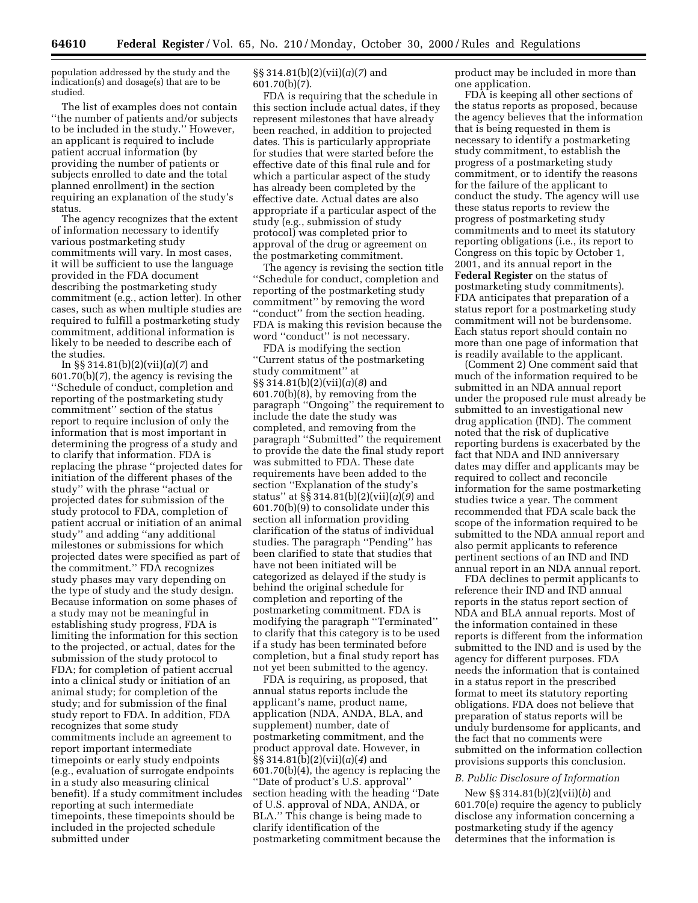population addressed by the study and the indication(s) and dosage(s) that are to be studied.

The list of examples does not contain ''the number of patients and/or subjects to be included in the study.'' However, an applicant is required to include patient accrual information (by providing the number of patients or subjects enrolled to date and the total planned enrollment) in the section requiring an explanation of the study's status.

The agency recognizes that the extent of information necessary to identify various postmarketing study commitments will vary. In most cases, it will be sufficient to use the language provided in the FDA document describing the postmarketing study commitment (e.g., action letter). In other cases, such as when multiple studies are required to fulfill a postmarketing study commitment, additional information is likely to be needed to describe each of the studies.

In §§ 314.81(b)(2)(vii)(*a*)(*7*) and 601.70(b)(*7*), the agency is revising the ''Schedule of conduct, completion and reporting of the postmarketing study commitment'' section of the status report to require inclusion of only the information that is most important in determining the progress of a study and to clarify that information. FDA is replacing the phrase ''projected dates for initiation of the different phases of the study'' with the phrase ''actual or projected dates for submission of the study protocol to FDA, completion of patient accrual or initiation of an animal study'' and adding ''any additional milestones or submissions for which projected dates were specified as part of the commitment.'' FDA recognizes study phases may vary depending on the type of study and the study design. Because information on some phases of a study may not be meaningful in establishing study progress, FDA is limiting the information for this section to the projected, or actual, dates for the submission of the study protocol to FDA; for completion of patient accrual into a clinical study or initiation of an animal study; for completion of the study; and for submission of the final study report to FDA. In addition, FDA recognizes that some study commitments include an agreement to report important intermediate timepoints or early study endpoints (e.g., evaluation of surrogate endpoints in a study also measuring clinical benefit). If a study commitment includes reporting at such intermediate timepoints, these timepoints should be included in the projected schedule submitted under §§ 314.81(b)(2)(vii)(*a*)(*7*) and 601.70(b)(7).

FDA is requiring that the schedule in this section include actual dates, if they represent milestones that have already been reached, in addition to projected dates. This is particularly appropriate for studies that were started before the effective date of this final rule and for which a particular aspect of the study has already been completed by the effective date. Actual dates are also appropriate if a particular aspect of the study (e.g., submission of study protocol) was completed prior to approval of the drug or agreement on the postmarketing commitment.

The agency is revising the section title ''Schedule for conduct, completion and reporting of the postmarketing study commitment'' by removing the word ''conduct'' from the section heading. FDA is making this revision because the word ''conduct'' is not necessary.

FDA is modifying the section ''Current status of the postmarketing study commitment'' at §§ 314.81(b)(2)(vii)(*a*)(*8*) and 601.70(b)(8), by removing from the paragraph ''Ongoing'' the requirement to include the date the study was completed, and removing from the paragraph ''Submitted'' the requirement to provide the date the final study report was submitted to FDA. These date requirements have been added to the section ''Explanation of the study's status'' at §§ 314.81(b)(2)(vii)(*a*)(*9*) and 601.70(b)(9) to consolidate under this section all information providing clarification of the status of individual studies. The paragraph ''Pending'' has been clarified to state that studies that have not been initiated will be categorized as delayed if the study is behind the original schedule for completion and reporting of the postmarketing commitment. FDA is modifying the paragraph ''Terminated'' to clarify that this category is to be used if a study has been terminated before completion, but a final study report has not yet been submitted to the agency.

FDA is requiring, as proposed, that annual status reports include the applicant's name, product name, application (NDA, ANDA, BLA, and supplement) number, date of postmarketing commitment, and the product approval date. However, in §§ 314.81(b)(2)(vii)(*a*)(*4*) and 601.70(b)(4), the agency is replacing the ''Date of product's U.S. approval'' section heading with the heading ''Date of U.S. approval of NDA, ANDA, or BLA.'' This change is being made to clarify identification of the postmarketing commitment because the product may be included in more than one application.

FDA is keeping all other sections of the status reports as proposed, because the agency believes that the information that is being requested in them is necessary to identify a postmarketing study commitment, to establish the progress of a postmarketing study commitment, or to identify the reasons for the failure of the applicant to conduct the study. The agency will use these status reports to review the progress of postmarketing study commitments and to meet its statutory reporting obligations (i.e., its report to Congress on this topic by October 1, 2001, and its annual report in the **Federal Register** on the status of postmarketing study commitments). FDA anticipates that preparation of a status report for a postmarketing study commitment will not be burdensome. Each status report should contain no more than one page of information that is readily available to the applicant.

(Comment 2) One comment said that much of the information required to be submitted in an NDA annual report under the proposed rule must already be submitted to an investigational new drug application (IND). The comment noted that the risk of duplicative reporting burdens is exacerbated by the fact that NDA and IND anniversary dates may differ and applicants may be required to collect and reconcile information for the same postmarketing studies twice a year. The comment recommended that FDA scale back the scope of the information required to be submitted to the NDA annual report and also permit applicants to reference pertinent sections of an IND and IND annual report in an NDA annual report.

FDA declines to permit applicants to reference their IND and IND annual reports in the status report section of NDA and BLA annual reports. Most of the information contained in these reports is different from the information submitted to the IND and is used by the agency for different purposes. FDA needs the information that is contained in a status report in the prescribed format to meet its statutory reporting obligations. FDA does not believe that preparation of status reports will be unduly burdensome for applicants, and the fact that no comments were submitted on the information collection provisions supports this conclusion.

### *B. Public Disclosure of Information*

New §§ 314.81(b)(2)(vii)(*b*) and 601.70(e) require the agency to publicly disclose any information concerning a postmarketing study if the agency determines that the information is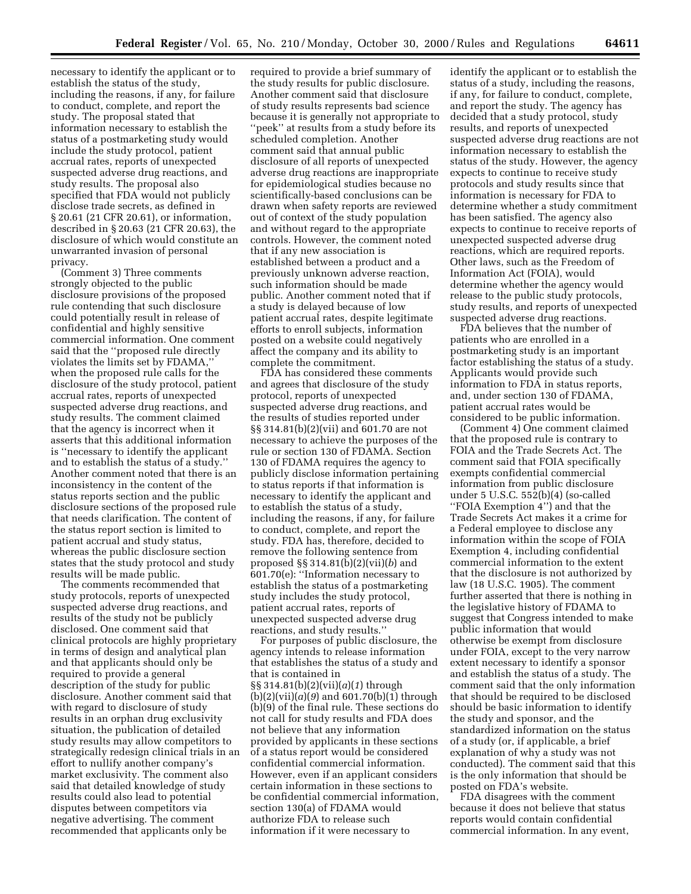necessary to identify the applicant or to establish the status of the study, including the reasons, if any, for failure to conduct, complete, and report the study. The proposal stated that information necessary to establish the status of a postmarketing study would include the study protocol, patient accrual rates, reports of unexpected suspected adverse drug reactions, and study results. The proposal also specified that FDA would not publicly disclose trade secrets, as defined in § 20.61 (21 CFR 20.61), or information, described in § 20.63 (21 CFR 20.63), the disclosure of which would constitute an unwarranted invasion of personal privacy.

(Comment 3) Three comments strongly objected to the public disclosure provisions of the proposed rule contending that such disclosure could potentially result in release of confidential and highly sensitive commercial information. One comment said that the ''proposed rule directly violates the limits set by FDAMA,'' when the proposed rule calls for the disclosure of the study protocol, patient accrual rates, reports of unexpected suspected adverse drug reactions, and study results. The comment claimed that the agency is incorrect when it asserts that this additional information is ''necessary to identify the applicant and to establish the status of a study.'' Another comment noted that there is an inconsistency in the content of the status reports section and the public disclosure sections of the proposed rule that needs clarification. The content of the status report section is limited to patient accrual and study status, whereas the public disclosure section states that the study protocol and study results will be made public.

The comments recommended that study protocols, reports of unexpected suspected adverse drug reactions, and results of the study not be publicly disclosed. One comment said that clinical protocols are highly proprietary in terms of design and analytical plan and that applicants should only be required to provide a general description of the study for public disclosure. Another comment said that with regard to disclosure of study results in an orphan drug exclusivity situation, the publication of detailed study results may allow competitors to strategically redesign clinical trials in an effort to nullify another company's market exclusivity. The comment also said that detailed knowledge of study results could also lead to potential disputes between competitors via negative advertising. The comment recommended that applicants only be required to provide a brief summary of the study results for public disclosure. Another comment said that disclosure of study results represents bad science because it is generally not appropriate to ''peek'' at results from a study before its scheduled completion. Another comment said that annual public disclosure of all reports of unexpected adverse drug reactions are inappropriate for epidemiological studies because no scientifically-based conclusions can be drawn when safety reports are reviewed out of context of the study population and without regard to the appropriate controls. However, the comment noted that if any new association is established between a product and a previously unknown adverse reaction, such information should be made public. Another comment noted that if a study is delayed because of low patient accrual rates, despite legitimate efforts to enroll subjects, information posted on a website could negatively affect the company and its ability to complete the commitment.

FDA has considered these comments and agrees that disclosure of the study protocol, reports of unexpected suspected adverse drug reactions, and the results of studies reported under §§ 314.81(b)(2)(vii) and 601.70 are not necessary to achieve the purposes of the rule or section 130 of FDAMA. Section 130 of FDAMA requires the agency to publicly disclose information pertaining to status reports if that information is necessary to identify the applicant and to establish the status of a study, including the reasons, if any, for failure to conduct, complete, and report the study. FDA has, therefore, decided to remove the following sentence from proposed §§ 314.81(b)(2)(vii)(*b*) and 601.70(e): ''Information necessary to establish the status of a postmarketing study includes the study protocol, patient accrual rates, reports of unexpected suspected adverse drug reactions, and study results.''

For purposes of public disclosure, the agency intends to release information that establishes the status of a study and that is contained in §§ 314.81(b)(2)(vii)(*a*)(*1*) through (b)(2)(vii)(*a*)(*9*) and 601.70(b)(1) through (b)(9) of the final rule. These sections do not call for study results and FDA does not believe that any information provided by applicants in these sections of a status report would be considered confidential commercial information. However, even if an applicant considers certain information in these sections to be confidential commercial information, section 130(a) of FDAMA would authorize FDA to release such information if it were necessary to identify the applicant or to establish the status of a study, including the reasons, if any, for failure to conduct, complete, and report the study. The agency has decided that a study protocol, study results, and reports of unexpected suspected adverse drug reactions are not information necessary to establish the status of the study. However, the agency expects to continue to receive study protocols and study results since that information is necessary for FDA to determine whether a study commitment has been satisfied. The agency also expects to continue to receive reports of unexpected suspected adverse drug reactions, which are required reports. Other laws, such as the Freedom of Information Act (FOIA), would determine whether the agency would release to the public study protocols, study results, and reports of unexpected suspected adverse drug reactions.

FDA believes that the number of patients who are enrolled in a postmarketing study is an important factor establishing the status of a study. Applicants would provide such information to FDA in status reports, and, under section 130 of FDAMA, patient accrual rates would be considered to be public information.

(Comment 4) One comment claimed that the proposed rule is contrary to FOIA and the Trade Secrets Act. The comment said that FOIA specifically exempts confidential commercial information from public disclosure under 5 U.S.C. 552(b)(4) (so-called ''FOIA Exemption 4'') and that the Trade Secrets Act makes it a crime for a Federal employee to disclose any information within the scope of FOIA Exemption 4, including confidential commercial information to the extent that the disclosure is not authorized by law (18 U.S.C. 1905). The comment further asserted that there is nothing in the legislative history of FDAMA to suggest that Congress intended to make public information that would otherwise be exempt from disclosure under FOIA, except to the very narrow extent necessary to identify a sponsor and establish the status of a study. The comment said that the only information that should be required to be disclosed should be basic information to identify the study and sponsor, and the standardized information on the status of a study (or, if applicable, a brief explanation of why a study was not conducted). The comment said that this is the only information that should be posted on FDA's website.

FDA disagrees with the comment because it does not believe that status reports would contain confidential commercial information. In any event,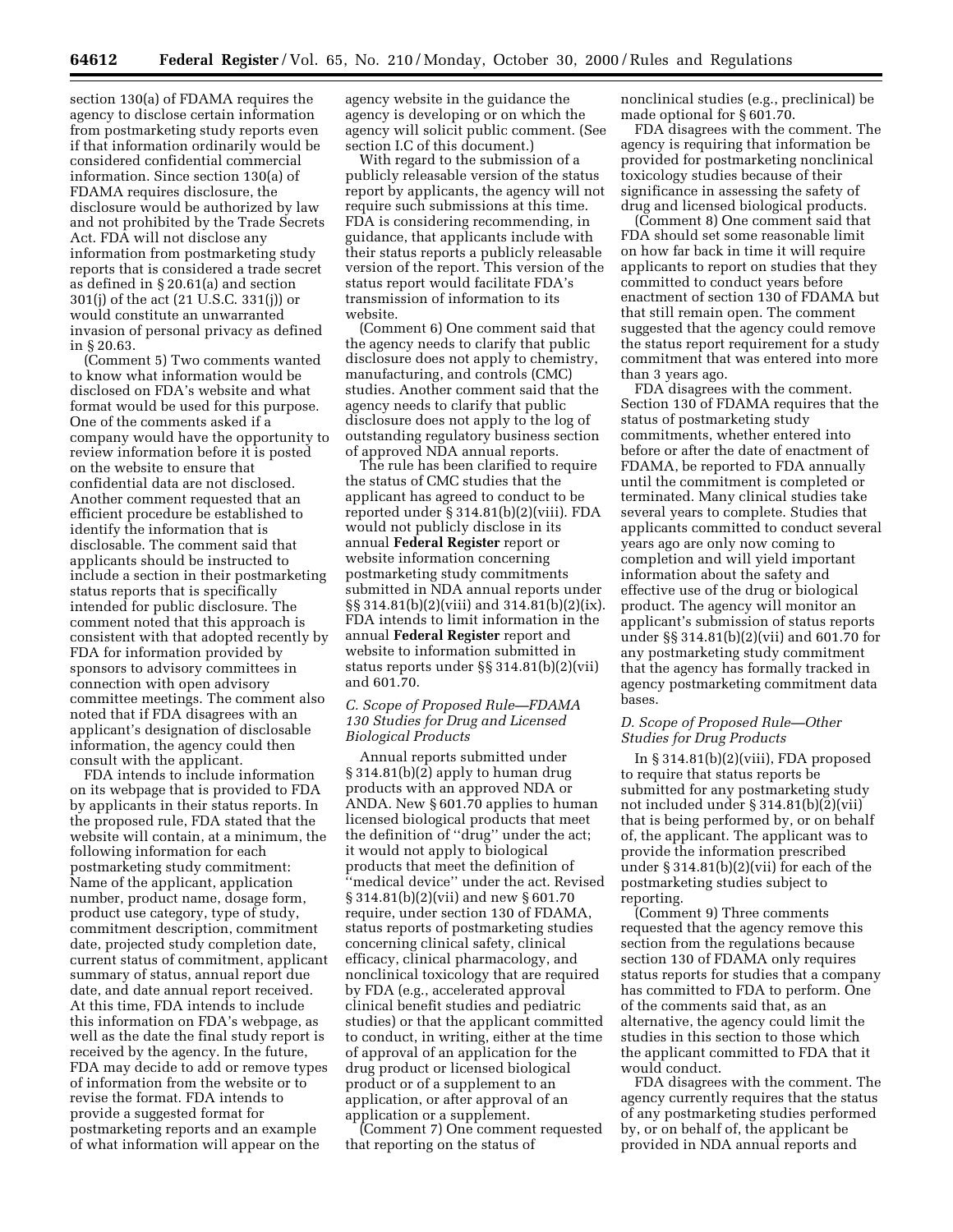section 130(a) of FDAMA requires the agency to disclose certain information from postmarketing study reports even if that information ordinarily would be considered confidential commercial information. Since section 130(a) of FDAMA requires disclosure, the disclosure would be authorized by law and not prohibited by the Trade Secrets Act. FDA will not disclose any information from postmarketing study reports that is considered a trade secret as defined in § 20.61(a) and section 301(j) of the act (21 U.S.C. 331(j)) or would constitute an unwarranted invasion of personal privacy as defined in § 20.63.

(Comment 5) Two comments wanted to know what information would be disclosed on FDA's website and what format would be used for this purpose. One of the comments asked if a company would have the opportunity to review information before it is posted on the website to ensure that confidential data are not disclosed. Another comment requested that an efficient procedure be established to identify the information that is disclosable. The comment said that applicants should be instructed to include a section in their postmarketing status reports that is specifically intended for public disclosure. The comment noted that this approach is consistent with that adopted recently by FDA for information provided by sponsors to advisory committees in connection with open advisory committee meetings. The comment also noted that if FDA disagrees with an applicant's designation of disclosable information, the agency could then consult with the applicant.

FDA intends to include information on its webpage that is provided to FDA by applicants in their status reports. In the proposed rule, FDA stated that the website will contain, at a minimum, the following information for each postmarketing study commitment: Name of the applicant, application number, product name, dosage form, product use category, type of study, commitment description, commitment date, projected study completion date, current status of commitment, applicant summary of status, annual report due date, and date annual report received. At this time, FDA intends to include this information on FDA's webpage, as well as the date the final study report is received by the agency. In the future, FDA may decide to add or remove types of information from the website or to revise the format. FDA intends to provide a suggested format for postmarketing reports and an example of what information will appear on the agency website in the guidance the agency is developing or on which the agency will solicit public comment. (See section I.C of this document.)

With regard to the submission of a publicly releasable version of the status report by applicants, the agency will not require such submissions at this time. FDA is considering recommending, in guidance, that applicants include with their status reports a publicly releasable version of the report. This version of the status report would facilitate FDA's transmission of information to its website.

(Comment 6) One comment said that the agency needs to clarify that public disclosure does not apply to chemistry, manufacturing, and controls (CMC) studies. Another comment said that the agency needs to clarify that public disclosure does not apply to the log of outstanding regulatory business section of approved NDA annual reports.

The rule has been clarified to require the status of CMC studies that the applicant has agreed to conduct to be reported under § 314.81(b)(2)(viii). FDA would not publicly disclose in its annual **Federal Register** report or website information concerning postmarketing study commitments submitted in NDA annual reports under §§ 314.81(b)(2)(viii) and 314.81(b)(2)(ix). FDA intends to limit information in the annual **Federal Register** report and website to information submitted in status reports under §§ 314.81(b)(2)(vii) and 601.70.

### *C. Scope of Proposed Rule—FDAMA 130 Studies for Drug and Licensed Biological Products*

Annual reports submitted under § 314.81(b)(2) apply to human drug products with an approved NDA or ANDA. New § 601.70 applies to human licensed biological products that meet the definition of "drug" under the act; it would not apply to biological products that meet the definition of "medical device" under the act. Revised § 314.81(b)(2)(vii) and new § 601.70 require, under section 130 of FDAMA, status reports of postmarketing studies concerning clinical safety, clinical efficacy, clinical pharmacology, and nonclinical toxicology that are required by FDA (e.g., accelerated approval clinical benefit studies and pediatric studies) or that the applicant committed to conduct, in writing, either at the time of approval of an application for the drug product or licensed biological product or of a supplement to an application, or after approval of an application or a supplement.

(Comment 7) One comment requested that reporting on the status of nonclinical studies (e.g., preclinical) be made optional for § 601.70.

FDA disagrees with the comment. The agency is requiring that information be provided for postmarketing nonclinical toxicology studies because of their significance in assessing the safety of drug and licensed biological products.

(Comment 8) One comment said that FDA should set some reasonable limit on how far back in time it will require applicants to report on studies that they committed to conduct years before enactment of section 130 of FDAMA but that still remain open. The comment suggested that the agency could remove the status report requirement for a study commitment that was entered into more than 3 years ago.

FDA disagrees with the comment. Section 130 of FDAMA requires that the status of postmarketing study commitments, whether entered into before or after the date of enactment of FDAMA, be reported to FDA annually until the commitment is completed or terminated. Many clinical studies take several years to complete. Studies that applicants committed to conduct several years ago are only now coming to completion and will yield important information about the safety and effective use of the drug or biological product. The agency will monitor an applicant's submission of status reports under §§ 314.81(b)(2)(vii) and 601.70 for any postmarketing study commitment that the agency has formally tracked in agency postmarketing commitment data bases.

### *D. Scope of Proposed Rule—Other Studies for Drug Products*

In § 314.81(b)(2)(viii), FDA proposed to require that status reports be submitted for any postmarketing study not included under § 314.81(b)(2)(vii) that is being performed by, or on behalf of, the applicant. The applicant was to provide the information prescribed under § 314.81(b)(2)(vii) for each of the postmarketing studies subject to reporting.

(Comment 9) Three comments requested that the agency remove this section from the regulations because section 130 of FDAMA only requires status reports for studies that a company has committed to FDA to perform. One of the comments said that, as an alternative, the agency could limit the studies in this section to those which the applicant committed to FDA that it would conduct.

FDA disagrees with the comment. The agency currently requires that the status of any postmarketing studies performed by, or on behalf of, the applicant be provided in NDA annual reports and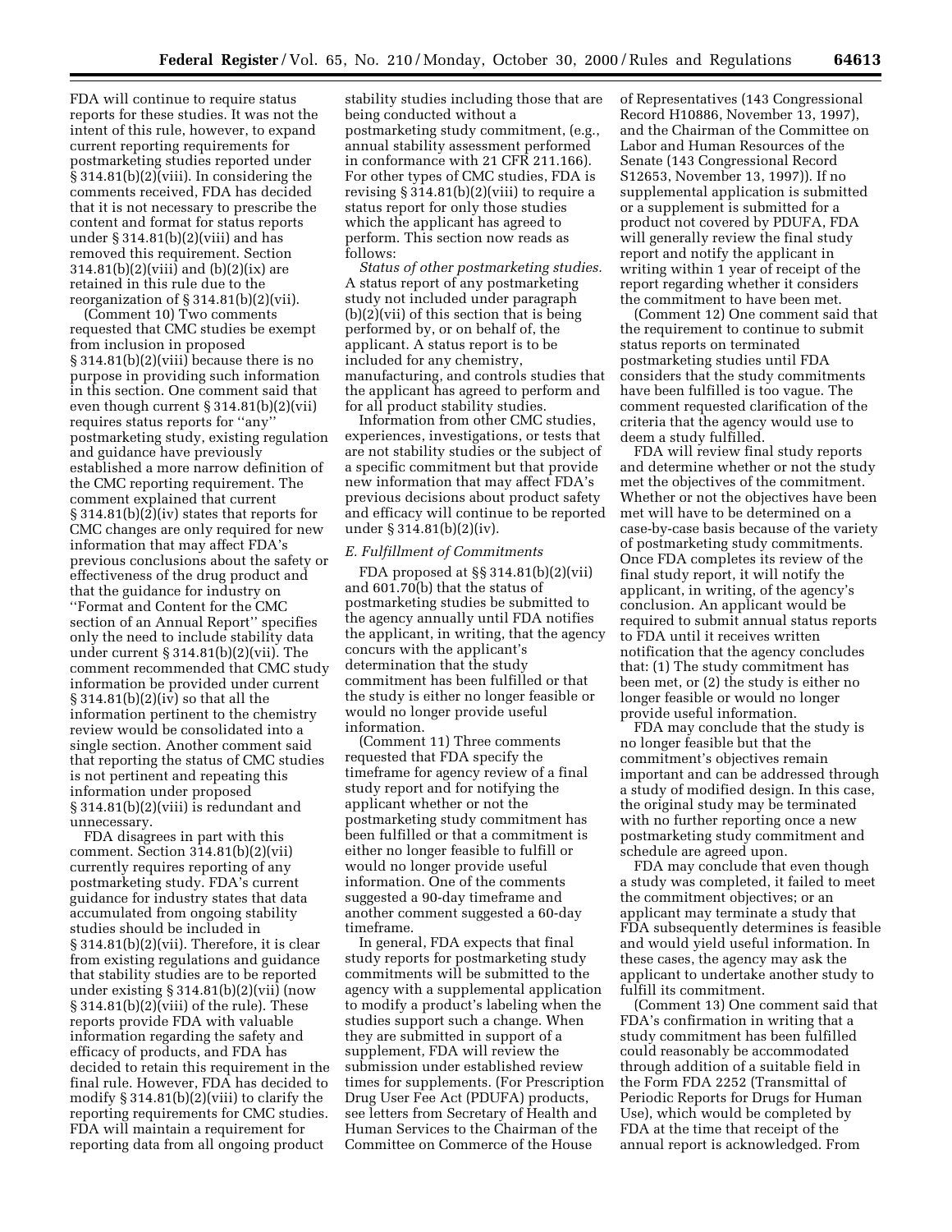FDA will continue to require status reports for these studies. It was not the intent of this rule, however, to expand current reporting requirements for postmarketing studies reported under § 314.81(b)(2)(viii). In considering the comments received, FDA has decided that it is not necessary to prescribe the content and format for status reports under § 314.81(b)(2)(viii) and has removed this requirement. Section 314.81(b)(2)(viii) and (b)(2)(ix) are retained in this rule due to the reorganization of § 314.81(b)(2)(vii).

(Comment 10) Two comments requested that CMC studies be exempt from inclusion in proposed § 314.81(b)(2)(viii) because there is no purpose in providing such information in this section. One comment said that even though current § 314.81(b)(2)(vii) requires status reports for ''any'' postmarketing study, existing regulation and guidance have previously established a more narrow definition of the CMC reporting requirement. The comment explained that current § 314.81(b)(2)(iv) states that reports for CMC changes are only required for new information that may affect FDA's previous conclusions about the safety or effectiveness of the drug product and that the guidance for industry on ''Format and Content for the CMC section of an Annual Report'' specifies only the need to include stability data under current § 314.81(b)(2)(vii). The comment recommended that CMC study information be provided under current § 314.81(b)(2)(iv) so that all the information pertinent to the chemistry review would be consolidated into a single section. Another comment said that reporting the status of CMC studies is not pertinent and repeating this information under proposed § 314.81(b)(2)(viii) is redundant and unnecessary.

FDA disagrees in part with this comment. Section 314.81(b)(2)(vii) currently requires reporting of any postmarketing study. FDA's current guidance for industry states that data accumulated from ongoing stability studies should be included in § 314.81(b)(2)(vii). Therefore, it is clear from existing regulations and guidance that stability studies are to be reported under existing § 314.81(b)(2)(vii) (now § 314.81(b)(2)(viii) of the rule). These reports provide FDA with valuable information regarding the safety and efficacy of products, and FDA has decided to retain this requirement in the final rule. However, FDA has decided to modify § 314.81(b)(2)(viii) to clarify the reporting requirements for CMC studies. FDA will maintain a requirement for reporting data from all ongoing product stability studies including those that are being conducted without a postmarketing study commitment, (e.g., annual stability assessment performed in conformance with 21 CFR 211.166). For other types of CMC studies, FDA is revising § 314.81(b)(2)(viii) to require a status report for only those studies which the applicant has agreed to perform. This section now reads as follows:

*Status of other postmarketing studies.* A status report of any postmarketing study not included under paragraph (b)(2)(vii) of this section that is being performed by, or on behalf of, the applicant. A status report is to be included for any chemistry, manufacturing, and controls studies that the applicant has agreed to perform and for all product stability studies.

Information from other CMC studies, experiences, investigations, or tests that are not stability studies or the subject of a specific commitment but that provide new information that may affect FDA's previous decisions about product safety and efficacy will continue to be reported under § 314.81(b)(2)(iv).

### *E. Fulfillment of Commitments*

FDA proposed at §§ 314.81(b)(2)(vii) and 601.70(b) that the status of postmarketing studies be submitted to the agency annually until FDA notifies the applicant, in writing, that the agency concurs with the applicant's determination that the study commitment has been fulfilled or that the study is either no longer feasible or would no longer provide useful information.

(Comment 11) Three comments requested that FDA specify the timeframe for agency review of a final study report and for notifying the applicant whether or not the postmarketing study commitment has been fulfilled or that a commitment is either no longer feasible to fulfill or would no longer provide useful information. One of the comments suggested a 90-day timeframe and another comment suggested a 60-day timeframe.

In general, FDA expects that final study reports for postmarketing study commitments will be submitted to the agency with a supplemental application to modify a product's labeling when the studies support such a change. When they are submitted in support of a supplement, FDA will review the submission under established review times for supplements. (For Prescription Drug User Fee Act (PDUFA) products, see letters from Secretary of Health and Human Services to the Chairman of the Committee on Commerce of the House of Representatives (143 Congressional Record H10886, November 13, 1997), and the Chairman of the Committee on Labor and Human Resources of the Senate (143 Congressional Record S12653, November 13, 1997)). If no supplemental application is submitted or a supplement is submitted for a product not covered by PDUFA, FDA will generally review the final study report and notify the applicant in writing within 1 year of receipt of the report regarding whether it considers the commitment to have been met.

(Comment 12) One comment said that the requirement to continue to submit status reports on terminated postmarketing studies until FDA considers that the study commitments have been fulfilled is too vague. The comment requested clarification of the criteria that the agency would use to deem a study fulfilled.

FDA will review final study reports and determine whether or not the study met the objectives of the commitment. Whether or not the objectives have been met will have to be determined on a case-by-case basis because of the variety of postmarketing study commitments. Once FDA completes its review of the final study report, it will notify the applicant, in writing, of the agency's conclusion. An applicant would be required to submit annual status reports to FDA until it receives written notification that the agency concludes that: (1) The study commitment has been met, or (2) the study is either no longer feasible or would no longer provide useful information.

FDA may conclude that the study is no longer feasible but that the commitment's objectives remain important and can be addressed through a study of modified design. In this case, the original study may be terminated with no further reporting once a new postmarketing study commitment and schedule are agreed upon.

FDA may conclude that even though a study was completed, it failed to meet the commitment objectives; or an applicant may terminate a study that FDA subsequently determines is feasible and would yield useful information. In these cases, the agency may ask the applicant to undertake another study to fulfill its commitment.

(Comment 13) One comment said that FDA's confirmation in writing that a study commitment has been fulfilled could reasonably be accommodated through addition of a suitable field in the Form FDA 2252 (Transmittal of Periodic Reports for Drugs for Human Use), which would be completed by FDA at the time that receipt of the annual report is acknowledged. From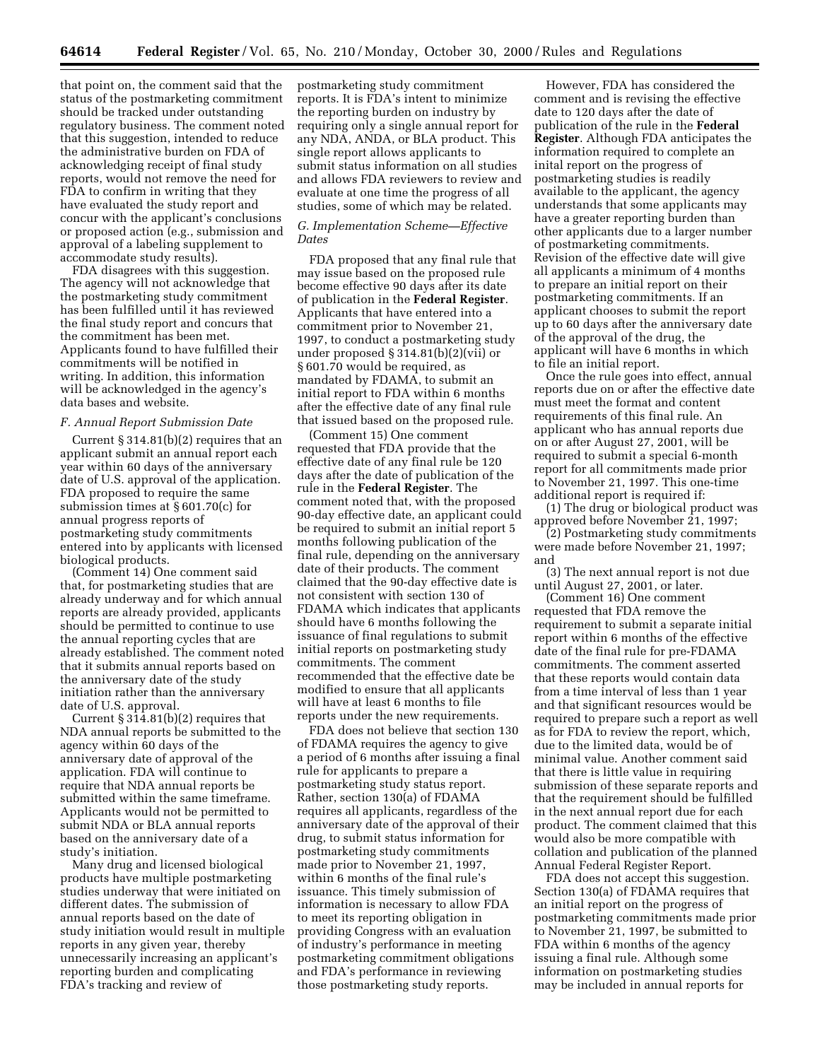that point on, the comment said that the status of the postmarketing commitment should be tracked under outstanding regulatory business. The comment noted that this suggestion, intended to reduce the administrative burden on FDA of acknowledging receipt of final study reports, would not remove the need for FDA to confirm in writing that they have evaluated the study report and concur with the applicant's conclusions or proposed action (e.g., submission and approval of a labeling supplement to accommodate study results).

FDA disagrees with this suggestion. The agency will not acknowledge that the postmarketing study commitment has been fulfilled until it has reviewed the final study report and concurs that the commitment has been met. Applicants found to have fulfilled their commitments will be notified in writing. In addition, this information will be acknowledged in the agency's data bases and website.

### *F. Annual Report Submission Date*

Current § 314.81(b)(2) requires that an applicant submit an annual report each year within 60 days of the anniversary date of U.S. approval of the application. FDA proposed to require the same submission times at § 601.70(c) for annual progress reports of postmarketing study commitments entered into by applicants with licensed biological products.

(Comment 14) One comment said that, for postmarketing studies that are already underway and for which annual reports are already provided, applicants should be permitted to continue to use the annual reporting cycles that are already established. The comment noted that it submits annual reports based on the anniversary date of the study initiation rather than the anniversary date of U.S. approval.

Current § 314.81(b)(2) requires that NDA annual reports be submitted to the agency within 60 days of the anniversary date of approval of the application. FDA will continue to require that NDA annual reports be submitted within the same timeframe. Applicants would not be permitted to submit NDA or BLA annual reports based on the anniversary date of a study's initiation.

Many drug and licensed biological products have multiple postmarketing studies underway that were initiated on different dates. The submission of annual reports based on the date of study initiation would result in multiple reports in any given year, thereby unnecessarily increasing an applicant's reporting burden and complicating FDA's tracking and review of postmarketing study commitment reports. It is FDA's intent to minimize the reporting burden on industry by requiring only a single annual report for any NDA, ANDA, or BLA product. This single report allows applicants to submit status information on all studies and allows FDA reviewers to review and evaluate at one time the progress of all studies, some of which may be related.

### *G. Implementation Scheme—Effective Dates*

FDA proposed that any final rule that may issue based on the proposed rule become effective 90 days after its date of publication in the **Federal Register**. Applicants that have entered into a commitment prior to November 21, 1997, to conduct a postmarketing study under proposed § 314.81(b)(2)(vii) or § 601.70 would be required, as mandated by FDAMA, to submit an initial report to FDA within 6 months after the effective date of any final rule that issued based on the proposed rule.

(Comment 15) One comment requested that FDA provide that the effective date of any final rule be 120 days after the date of publication of the rule in the **Federal Register**. The comment noted that, with the proposed 90-day effective date, an applicant could be required to submit an initial report 5 months following publication of the final rule, depending on the anniversary date of their products. The comment claimed that the 90-day effective date is not consistent with section 130 of FDAMA which indicates that applicants should have 6 months following the issuance of final regulations to submit initial reports on postmarketing study commitments. The comment recommended that the effective date be modified to ensure that all applicants will have at least 6 months to file reports under the new requirements.

FDA does not believe that section 130 of FDAMA requires the agency to give a period of 6 months after issuing a final rule for applicants to prepare a postmarketing study status report. Rather, section 130(a) of FDAMA requires all applicants, regardless of the anniversary date of the approval of their drug, to submit status information for postmarketing study commitments made prior to November 21, 1997, within 6 months of the final rule's issuance. This timely submission of information is necessary to allow FDA to meet its reporting obligation in providing Congress with an evaluation of industry's performance in meeting postmarketing commitment obligations and FDA's performance in reviewing those postmarketing study reports.

However, FDA has considered the comment and is revising the effective date to 120 days after the date of publication of the rule in the **Federal Register**. Although FDA anticipates the information required to complete an inital report on the progress of postmarketing studies is readily available to the applicant, the agency understands that some applicants may have a greater reporting burden than other applicants due to a larger number of postmarketing commitments. Revision of the effective date will give all applicants a minimum of 4 months to prepare an initial report on their postmarketing commitments. If an applicant chooses to submit the report up to 60 days after the anniversary date of the approval of the drug, the applicant will have 6 months in which to file an initial report.

Once the rule goes into effect, annual reports due on or after the effective date must meet the format and content requirements of this final rule. An applicant who has annual reports due on or after August 27, 2001, will be required to submit a special 6-month report for all commitments made prior to November 21, 1997. This one-time additional report is required if:

(1) The drug or biological product was approved before November 21, 1997;

(2) Postmarketing study commitments were made before November 21, 1997; and

(3) The next annual report is not due until August 27, 2001, or later.

(Comment 16) One comment requested that FDA remove the requirement to submit a separate initial report within 6 months of the effective date of the final rule for pre-FDAMA commitments. The comment asserted that these reports would contain data from a time interval of less than 1 year and that significant resources would be required to prepare such a report as well as for FDA to review the report, which, due to the limited data, would be of minimal value. Another comment said that there is little value in requiring submission of these separate reports and that the requirement should be fulfilled in the next annual report due for each product. The comment claimed that this would also be more compatible with collation and publication of the planned Annual Federal Register Report.

FDA does not accept this suggestion. Section 130(a) of FDAMA requires that an initial report on the progress of postmarketing commitments made prior to November 21, 1997, be submitted to FDA within 6 months of the agency issuing a final rule. Although some information on postmarketing studies may be included in annual reports for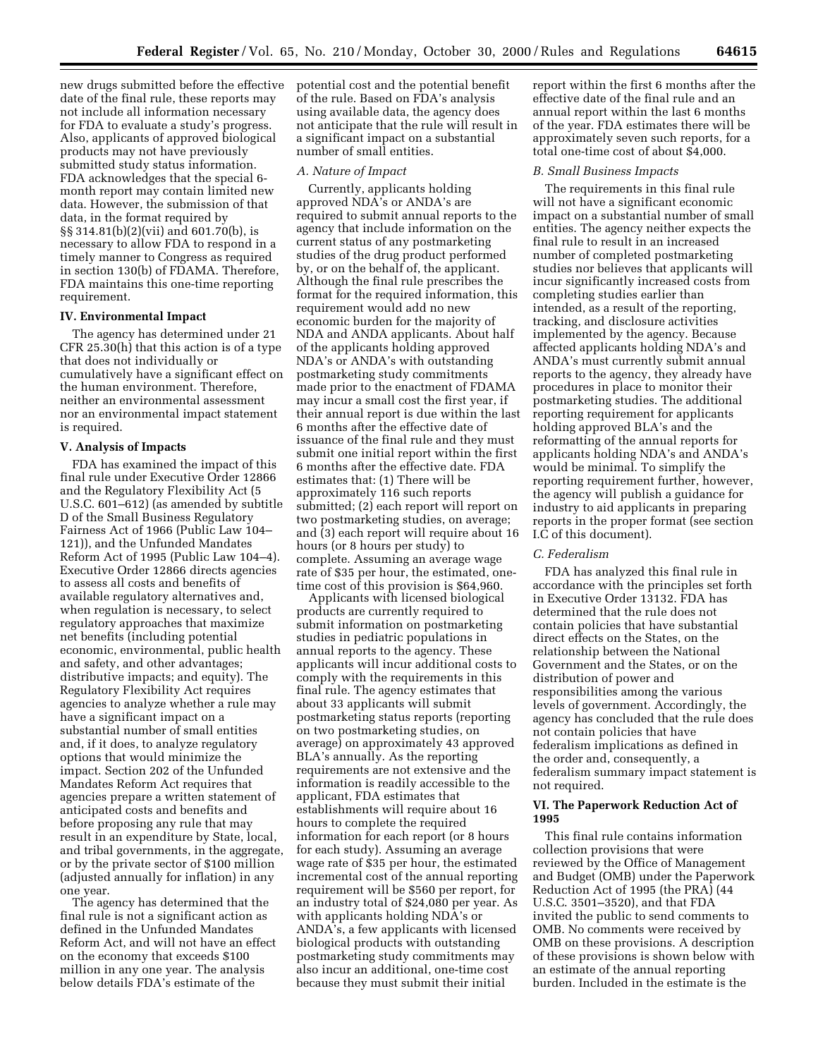new drugs submitted before the effective date of the final rule, these reports may not include all information necessary for FDA to evaluate a study's progress. Also, applicants of approved biological products may not have previously submitted study status information. FDA acknowledges that the special 6-month report may contain limited new data. However, the submission of that data, in the format required by §§ 314.81(b)(2)(vii) and 601.70(b), is necessary to allow FDA to respond in a timely manner to Congress as required in section 130(b) of FDAMA. Therefore, FDA maintains this one-time reporting requirement.

## IV. Environmental Impact

The agency has determined under 21 CFR 25.30(h) that this action is of a type that does not individually or cumulatively have a significant effect on the human environment. Therefore, neither an environmental assessment nor an environmental impact statement is required.

## V. Analysis of Impacts

FDA has examined the impact of this final rule under Executive Order 12866 and the Regulatory Flexibility Act (5 U.S.C. 601–612) (as amended by subtitle D of the Small Business Regulatory Fairness Act of 1966 (Public Law 104–121)), and the Unfunded Mandates Reform Act of 1995 (Public Law 104–4). Executive Order 12866 directs agencies to assess all costs and benefits of available regulatory alternatives and, when regulation is necessary, to select regulatory approaches that maximize net benefits (including potential economic, environmental, public health and safety, and other advantages; distributive impacts; and equity). The Regulatory Flexibility Act requires agencies to analyze whether a rule may have a significant impact on a substantial number of small entities and, if it does, to analyze regulatory options that would minimize the impact. Section 202 of the Unfunded Mandates Reform Act requires that agencies prepare a written statement of anticipated costs and benefits and before proposing any rule that may result in an expenditure by State, local, and tribal governments, in the aggregate, or by the private sector of $100 million (adjusted annually for inflation) in any one year.

The agency has determined that the final rule is not a significant action as defined in the Unfunded Mandates Reform Act, and will not have an effect on the economy that exceeds $100 million in any one year. The analysis below details FDA's estimate of the potential cost and the potential benefit of the rule. Based on FDA's analysis using available data, the agency does not anticipate that the rule will result in a significant impact on a substantial number of small entities.

### A. Nature of Impact

Currently, applicants holding approved NDA's or ANDA's are required to submit annual reports to the agency that include information on the current status of any postmarketing studies of the drug product performed by, or on the behalf of, the applicant. Although the final rule prescribes the format for the required information, this requirement would add no new economic burden for the majority of NDA and ANDA applicants. About half of the applicants holding approved NDA's or ANDA's with outstanding postmarketing study commitments made prior to the enactment of FDAMA may incur a small cost the first year, if their annual report is due within the last 6 months after the effective date of issuance of the final rule and they must submit one initial report within the first 6 months after the effective date. FDA estimates that: (1) There will be approximately 116 such reports submitted; (2) each report will report on two postmarketing studies, on average; and (3) each report will require about 16 hours (or 8 hours per study) to complete. Assuming an average wage rate of $35 per hour, the estimated, one-time cost of this provision is $64,960.

Applicants with licensed biological products are currently required to submit information on postmarketing studies in pediatric populations in annual reports to the agency. These applicants will incur additional costs to comply with the requirements in this final rule. The agency estimates that about 33 applicants will submit postmarketing status reports (reporting on two postmarketing studies, on average) on approximately 43 approved BLA's annually. As the reporting requirements are not extensive and the information is readily accessible to the applicant, FDA estimates that establishments will require about 16 hours to complete the required information for each report (or 8 hours for each study). Assuming an average wage rate of $35 per hour, the estimated incremental cost of the annual reporting requirement will be $560 per report, for an industry total of $24,080 per year. As with applicants holding NDA's or ANDA's, a few applicants with licensed biological products with outstanding postmarketing study commitments may also incur an additional, one-time cost because they must submit their initial report within the first 6 months after the effective date of the final rule and an annual report within the last 6 months of the year. FDA estimates there will be approximately seven such reports, for a total one-time cost of about $4,000.

### B. Small Business Impacts

The requirements in this final rule will not have a significant economic impact on a substantial number of small entities. The agency neither expects the final rule to result in an increased number of completed postmarketing studies nor believes that applicants will incur significantly increased costs from completing studies earlier than intended, as a result of the reporting, tracking, and disclosure activities implemented by the agency. Because affected applicants holding NDA's and ANDA's must currently submit annual reports to the agency, they already have procedures in place to monitor their postmarketing studies. The additional reporting requirement for applicants holding approved BLA's and the reformatting of the annual reports for applicants holding NDA's and ANDA's would be minimal. To simplify the reporting requirement further, however, the agency will publish a guidance for industry to aid applicants in preparing reports in the proper format (see section I.C of this document).

### C. Federalism

FDA has analyzed this final rule in accordance with the principles set forth in Executive Order 13132. FDA has determined that the rule does not contain policies that have substantial direct effects on the States, on the relationship between the National Government and the States, or on the distribution of power and responsibilities among the various levels of government. Accordingly, the agency has concluded that the rule does not contain policies that have federalism implications as defined in the order and, consequently, a federalism summary impact statement is not required.

## VI. The Paperwork Reduction Act of 1995

This final rule contains information collection provisions that were reviewed by the Office of Management and Budget (OMB) under the Paperwork Reduction Act of 1995 (the PRA) (44 U.S.C. 3501–3520), and that FDA invited the public to send comments to OMB. No comments were received by OMB on these provisions. A description of these provisions is shown below with an estimate of the annual reporting burden. Included in the estimate is the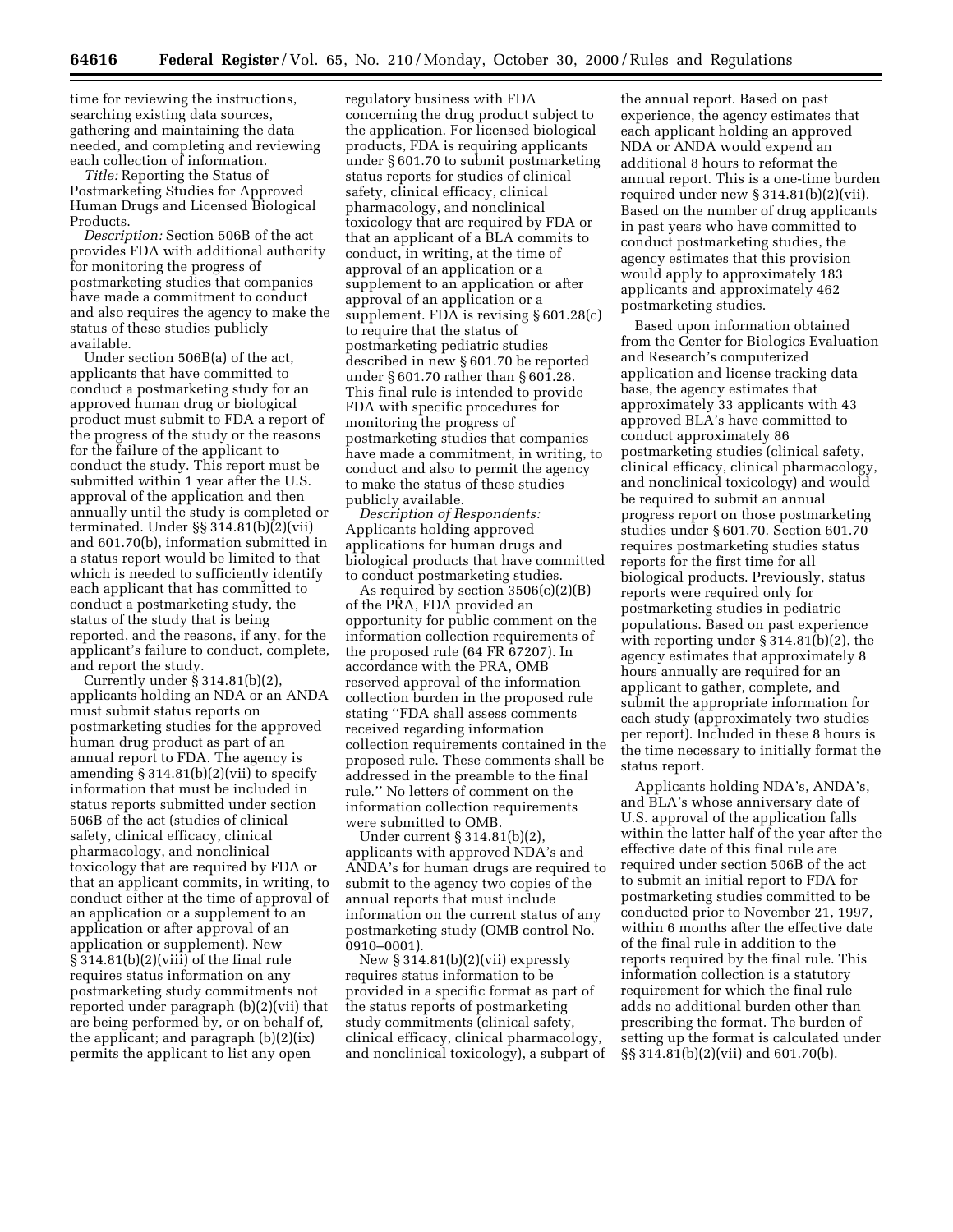time for reviewing the instructions, searching existing data sources, gathering and maintaining the data needed, and completing and reviewing each collection of information.

*Title:* Reporting the Status of Postmarketing Studies for Approved Human Drugs and Licensed Biological Products.

*Description:* Section 506B of the act provides FDA with additional authority for monitoring the progress of postmarketing studies that companies have made a commitment to conduct and also requires the agency to make the status of these studies publicly available.

Under section 506B(a) of the act, applicants that have committed to conduct a postmarketing study for an approved human drug or biological product must submit to FDA a report of the progress of the study or the reasons for the failure of the applicant to conduct the study. This report must be submitted within 1 year after the U.S. approval of the application and then annually until the study is completed or terminated. Under §§ 314.81(b)(2)(vii) and 601.70(b), information submitted in a status report would be limited to that which is needed to sufficiently identify each applicant that has committed to conduct a postmarketing study, the status of the study that is being reported, and the reasons, if any, for the applicant's failure to conduct, complete, and report the study.

Currently under § 314.81(b)(2), applicants holding an NDA or an ANDA must submit status reports on postmarketing studies for the approved human drug product as part of an annual report to FDA. The agency is amending § 314.81(b)(2)(vii) to specify information that must be included in status reports submitted under section 506B of the act (studies of clinical safety, clinical efficacy, clinical pharmacology, and nonclinical toxicology that are required by FDA or that an applicant commits, in writing, to conduct either at the time of approval of an application or a supplement to an application or after approval of an application or supplement). New § 314.81(b)(2)(viii) of the final rule requires status information on any postmarketing study commitments not reported under paragraph (b)(2)(vii) that are being performed by, or on behalf of, the applicant; and paragraph (b)(2)(ix) permits the applicant to list any open regulatory business with FDA concerning the drug product subject to the application. For licensed biological products, FDA is requiring applicants under § 601.70 to submit postmarketing status reports for studies of clinical safety, clinical efficacy, clinical pharmacology, and nonclinical toxicology that are required by FDA or that an applicant of a BLA commits to conduct, in writing, at the time of approval of an application or a supplement to an application or after approval of an application or a supplement. FDA is revising § 601.28(c) to require that the status of postmarketing pediatric studies described in new § 601.70 be reported under § 601.70 rather than § 601.28. This final rule is intended to provide FDA with specific procedures for monitoring the progress of postmarketing studies that companies have made a commitment, in writing, to conduct and also to permit the agency to make the status of these studies publicly available.

*Description of Respondents:* Applicants holding approved applications for human drugs and biological products that have committed to conduct postmarketing studies.

As required by section 3506(c)(2)(B) of the PRA, FDA provided an opportunity for public comment on the information collection requirements of the proposed rule (64 FR 67207). In accordance with the PRA, OMB reserved approval of the information collection burden in the proposed rule stating ''FDA shall assess comments received regarding information collection requirements contained in the proposed rule. These comments shall be addressed in the preamble to the final rule.'' No letters of comment on the information collection requirements were submitted to OMB.

Under current § 314.81(b)(2), applicants with approved NDA's and ANDA's for human drugs are required to submit to the agency two copies of the annual reports that must include information on the current status of any postmarketing study (OMB control No. 0910–0001).

New § 314.81(b)(2)(vii) expressly requires status information to be provided in a specific format as part of the status reports of postmarketing study commitments (clinical safety, clinical efficacy, clinical pharmacology, and nonclinical toxicology), a subpart of the annual report. Based on past experience, the agency estimates that each applicant holding an approved NDA or ANDA would expend an additional 8 hours to reformat the annual report. This is a one-time burden required under new § 314.81(b)(2)(vii). Based on the number of drug applicants in past years who have committed to conduct postmarketing studies, the agency estimates that this provision would apply to approximately 183 applicants and approximately 462 postmarketing studies.

Based upon information obtained from the Center for Biologics Evaluation and Research's computerized application and license tracking data base, the agency estimates that approximately 33 applicants with 43 approved BLA's have committed to conduct approximately 86 postmarketing studies (clinical safety, clinical efficacy, clinical pharmacology, and nonclinical toxicology) and would be required to submit an annual progress report on those postmarketing studies under § 601.70. Section 601.70 requires postmarketing studies status reports for the first time for all biological products. Previously, status reports were required only for postmarketing studies in pediatric populations. Based on past experience with reporting under § 314.81(b)(2), the agency estimates that approximately 8 hours annually are required for an applicant to gather, complete, and submit the appropriate information for each study (approximately two studies per report). Included in these 8 hours is the time necessary to initially format the status report.

Applicants holding NDA's, ANDA's, and BLA's whose anniversary date of U.S. approval of the application falls within the latter half of the year after the effective date of this final rule are required under section 506B of the act to submit an initial report to FDA for postmarketing studies committed to be conducted prior to November 21, 1997, within 6 months after the effective date of the final rule in addition to the reports required by the final rule. This information collection is a statutory requirement for which the final rule adds no additional burden other than prescribing the format. The burden of setting up the format is calculated under §§ 314.81(b)(2)(vii) and 601.70(b).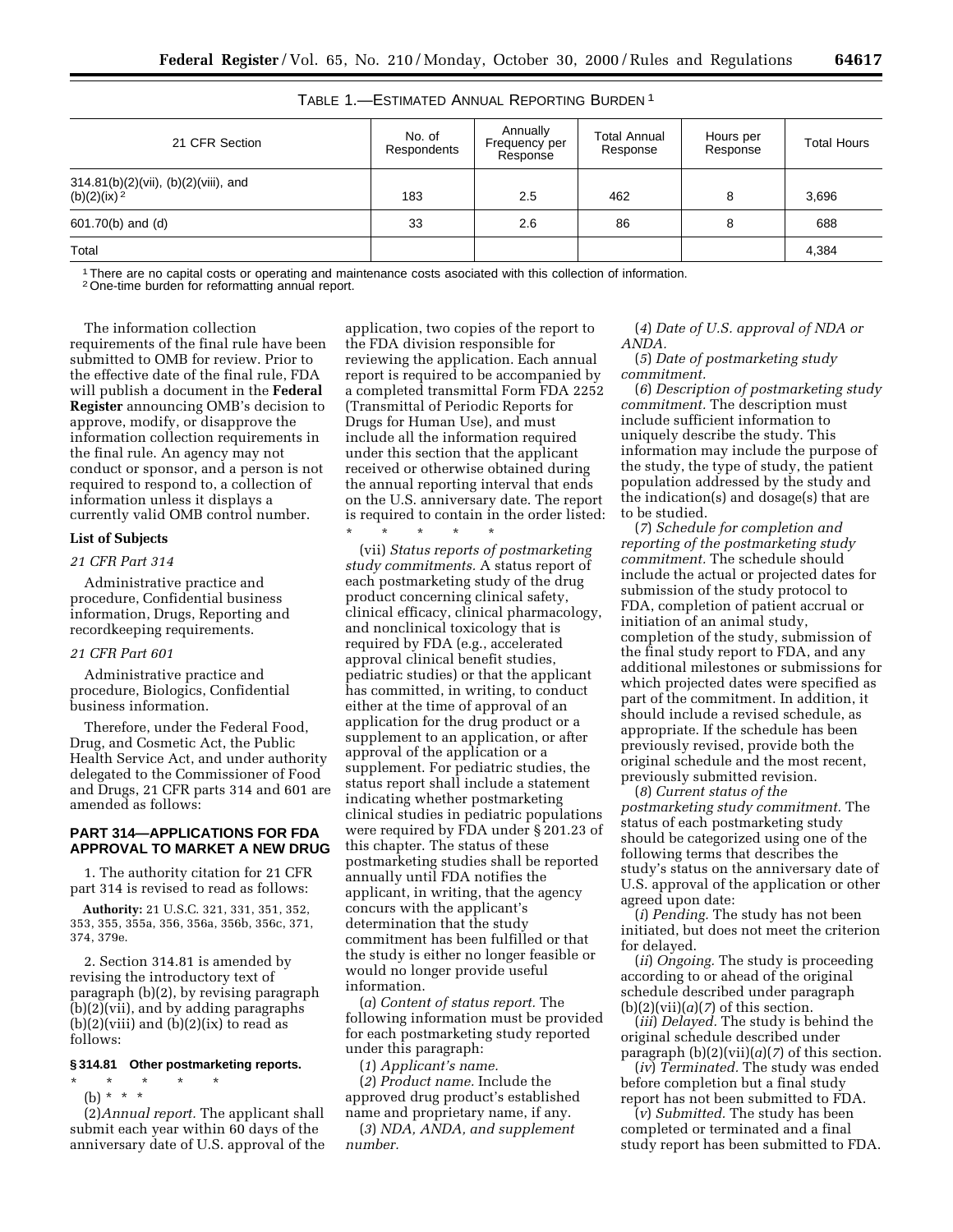TABLE 1.—ESTIMATED ANNUAL REPORTING BURDEN [1]

| 21 CFR Section | No. of Respondents | Annually Frequency per Response | Total Annual Response | Hours per Response | Total Hours |
|---|---|---|---|---|---|
| 314.81(b)(2)(vii), (b)(2)(viii), and (b)(2)(ix) [2] | 183 | 2.5 | 462 | 8 | 3,696 |
| 601.70(b) and (d) | 33 | 2.6 | 86 | 8 | 688 |
| Total | | | | | 4,384 |

[1] There are no capital costs or operating and maintenance costs asociated with this collection of information.
[2] One-time burden for reformatting annual report.

The information collection requirements of the final rule have been submitted to OMB for review. Prior to the effective date of the final rule, FDA will publish a document in the **Federal Register** announcing OMB's decision to approve, modify, or disapprove the information collection requirements in the final rule. An agency may not conduct or sponsor, and a person is not required to respond to, a collection of information unless it displays a currently valid OMB control number.

**List of Subjects**

*21 CFR Part 314*

Administrative practice and procedure, Confidential business information, Drugs, Reporting and recordkeeping requirements.

*21 CFR Part 601*

Administrative practice and procedure, Biologics, Confidential business information.

Therefore, under the Federal Food, Drug, and Cosmetic Act, the Public Health Service Act, and under authority delegated to the Commissioner of Food and Drugs, 21 CFR parts 314 and 601 are amended as follows:

## PART 314—APPLICATIONS FOR FDA APPROVAL TO MARKET A NEW DRUG

1. The authority citation for 21 CFR part 314 is revised to read as follows:

**Authority:** 21 U.S.C. 321, 331, 351, 352, 353, 355, 355a, 356, 356a, 356b, 356c, 371, 374, 379e.

2. Section 314.81 is amended by revising the introductory text of paragraph (b)(2), by revising paragraph (b)(2)(vii), and by adding paragraphs (b)(2)(viii) and (b)(2)(ix) to read as follows:

### § 314.81 Other postmarketing reports.

\* \* \* \* \*

(b) \* \* \*

(2) *Annual report.* The applicant shall submit each year within 60 days of the anniversary date of U.S. approval of the application, two copies of the report to the FDA division responsible for reviewing the application. Each annual report is required to be accompanied by a completed transmittal Form FDA 2252 (Transmittal of Periodic Reports for Drugs for Human Use), and must include all the information required under this section that the applicant received or otherwise obtained during the annual reporting interval that ends on the U.S. anniversary date. The report is required to contain in the order listed:

\* \* \* \* \*

(vii) *Status reports of postmarketing study commitments.* A status report of each postmarketing study of the drug product concerning clinical safety, clinical efficacy, clinical pharmacology, and nonclinical toxicology that is required by FDA (e.g., accelerated approval clinical benefit studies, pediatric studies) or that the applicant has committed, in writing, to conduct either at the time of approval of an application for the drug product or a supplement to an application, or after approval of the application or a supplement. For pediatric studies, the status report shall include a statement indicating whether postmarketing clinical studies in pediatric populations were required by FDA under § 201.23 of this chapter. The status of these postmarketing studies shall be reported annually until FDA notifies the applicant, in writing, that the agency concurs with the applicant's determination that the study commitment has been fulfilled or that the study is either no longer feasible or would no longer provide useful information.

(*a*) *Content of status report.* The following information must be provided for each postmarketing study reported under this paragraph:

(*1*) *Applicant's name.*

(*2*) *Product name.* Include the approved drug product's established name and proprietary name, if any.

(*3*) *NDA, ANDA, and supplement number.*

(*4*) *Date of U.S. approval of NDA or ANDA.*

(*5*) *Date of postmarketing study commitment.*

(*6*) *Description of postmarketing study commitment.* The description must include sufficient information to uniquely describe the study. This information may include the purpose of the study, the type of study, the patient population addressed by the study and the indication(s) and dosage(s) that are to be studied.

(*7*) *Schedule for completion and reporting of the postmarketing study commitment.* The schedule should include the actual or projected dates for submission of the study protocol to FDA, completion of patient accrual or initiation of an animal study, completion of the study, submission of the final study report to FDA, and any additional milestones or submissions for which projected dates were specified as part of the commitment. In addition, it should include a revised schedule, as appropriate. If the schedule has been previously revised, provide both the original schedule and the most recent, previously submitted revision.

(*8*) *Current status of the postmarketing study commitment.* The status of each postmarketing study should be categorized using one of the following terms that describes the study's status on the anniversary date of U.S. approval of the application or other agreed upon date:

(*i*) *Pending.* The study has not been initiated, but does not meet the criterion for delayed.

(*ii*) *Ongoing.* The study is proceeding according to or ahead of the original schedule described under paragraph (b)(2)(vii)(*a*)(*7*) of this section.

(*iii*) *Delayed.* The study is behind the original schedule described under paragraph (b)(2)(vii)(*a*)(*7*) of this section.

(*iv*) *Terminated.* The study was ended before completion but a final study report has not been submitted to FDA.

(*v*) *Submitted.* The study has been completed or terminated and a final study report has been submitted to FDA.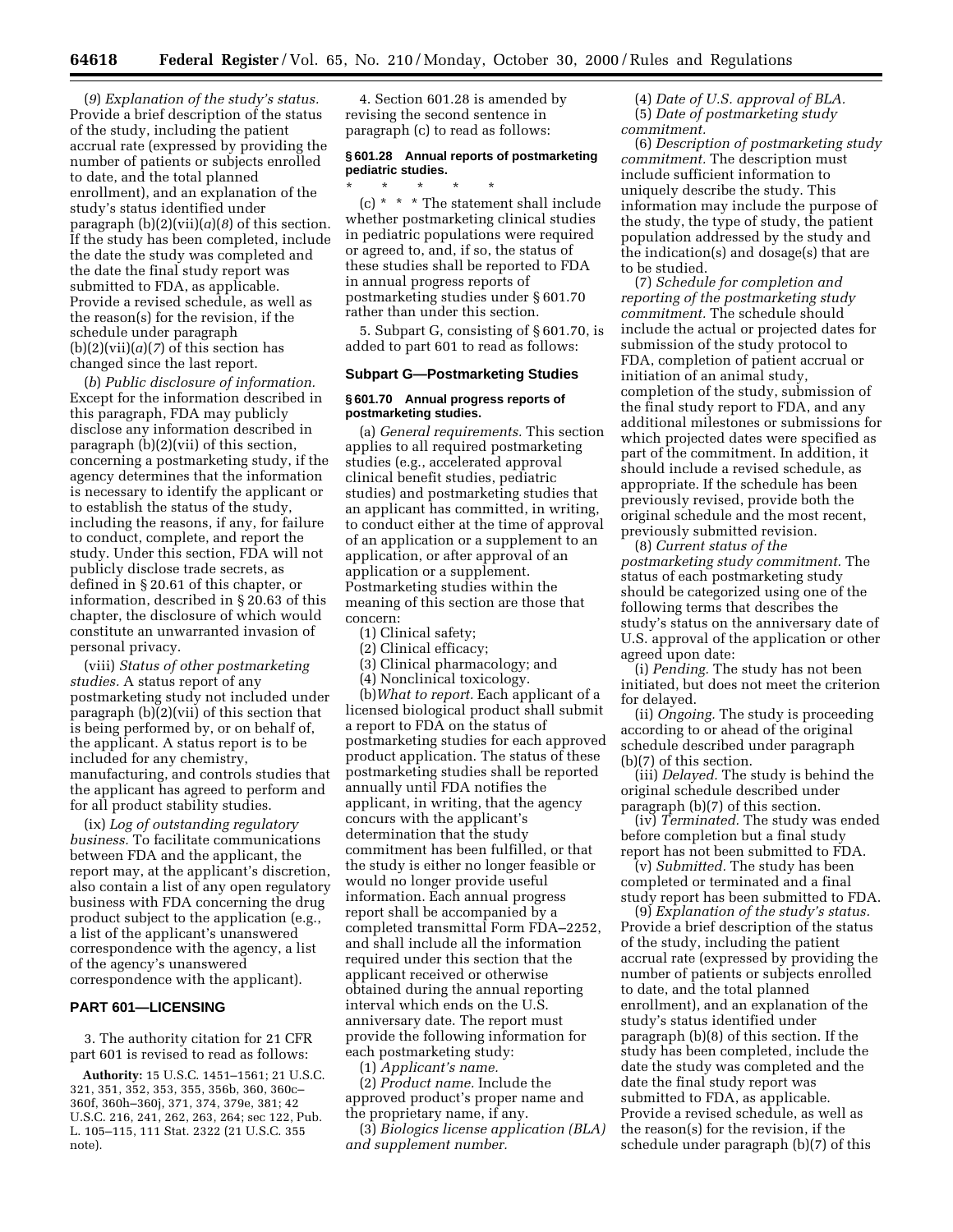(*9*) *Explanation of the study's status.* Provide a brief description of the status of the study, including the patient accrual rate (expressed by providing the number of patients or subjects enrolled to date, and the total planned enrollment), and an explanation of the study's status identified under paragraph (b)(2)(vii)(*a*)(*8*) of this section. If the study has been completed, include the date the study was completed and the date the final study report was submitted to FDA, as applicable. Provide a revised schedule, as well as the reason(s) for the revision, if the schedule under paragraph (b)(2)(vii)(*a*)(*7*) of this section has changed since the last report.

(*b*) *Public disclosure of information.* Except for the information described in this paragraph, FDA may publicly disclose any information described in paragraph (b)(2)(vii) of this section, concerning a postmarketing study, if the agency determines that the information is necessary to identify the applicant or to establish the status of the study, including the reasons, if any, for failure to conduct, complete, and report the study. Under this section, FDA will not publicly disclose trade secrets, as defined in § 20.61 of this chapter, or information, described in § 20.63 of this chapter, the disclosure of which would constitute an unwarranted invasion of personal privacy.

(viii) *Status of other postmarketing studies.* A status report of any postmarketing study not included under paragraph (b)(2)(vii) of this section that is being performed by, or on behalf of, the applicant. A status report is to be included for any chemistry, manufacturing, and controls studies that the applicant has agreed to perform and for all product stability studies.

(ix) *Log of outstanding regulatory business.* To facilitate communications between FDA and the applicant, the report may, at the applicant's discretion, also contain a list of any open regulatory business with FDA concerning the drug product subject to the application (e.g., a list of the applicant's unanswered correspondence with the agency, a list of the agency's unanswered correspondence with the applicant).

## PART 601—LICENSING

3. The authority citation for 21 CFR part 601 is revised to read as follows:

**Authority:** 15 U.S.C. 1451–1561; 21 U.S.C. 321, 351, 352, 353, 355, 356b, 360, 360c–360f, 360h–360j, 371, 374, 379e, 381; 42 U.S.C. 216, 241, 262, 263, 264; sec 122, Pub. L. 105–115, 111 Stat. 2322 (21 U.S.C. 355 note).

4. Section 601.28 is amended by revising the second sentence in paragraph (c) to read as follows:

### § 601.28 Annual reports of postmarketing pediatric studies.

\* \* \* \* \*

(c) \* \* \* The statement shall include whether postmarketing clinical studies in pediatric populations were required or agreed to, and, if so, the status of these studies shall be reported to FDA in annual progress reports of postmarketing studies under § 601.70 rather than under this section.

5. Subpart G, consisting of § 601.70, is added to part 601 to read as follows:

### Subpart G—Postmarketing Studies

### § 601.70 Annual progress reports of postmarketing studies.

(a) *General requirements.* This section applies to all required postmarketing studies (e.g., accelerated approval clinical benefit studies, pediatric studies) and postmarketing studies that an applicant has committed, in writing, to conduct either at the time of approval of an application or a supplement to an application, or after approval of an application or a supplement. Postmarketing studies within the meaning of this section are those that concern:

(1) Clinical safety;

(2) Clinical efficacy;

(3) Clinical pharmacology; and

(4) Nonclinical toxicology.

(b) *What to report.* Each applicant of a licensed biological product shall submit a report to FDA on the status of postmarketing studies for each approved product application. The status of these postmarketing studies shall be reported annually until FDA notifies the applicant, in writing, that the agency concurs with the applicant's determination that the study commitment has been fulfilled, or that the study is either no longer feasible or would no longer provide useful information. Each annual progress report shall be accompanied by a completed transmittal Form FDA–2252, and shall include all the information required under this section that the applicant received or otherwise obtained during the annual reporting interval which ends on the U.S. anniversary date. The report must provide the following information for each postmarketing study:

(1) *Applicant's name.*

(2) *Product name.* Include the approved product's proper name and the proprietary name, if any.

(3) *Biologics license application (BLA) and supplement number.*

(4) *Date of U.S. approval of BLA.*

(5) *Date of postmarketing study commitment.*

(6) *Description of postmarketing study commitment.* The description must include sufficient information to uniquely describe the study. This information may include the purpose of the study, the type of study, the patient population addressed by the study and the indication(s) and dosage(s) that are to be studied.

(7) *Schedule for completion and reporting of the postmarketing study commitment.* The schedule should include the actual or projected dates for submission of the study protocol to FDA, completion of patient accrual or initiation of an animal study, completion of the study, submission of the final study report to FDA, and any additional milestones or submissions for which projected dates were specified as part of the commitment. In addition, it should include a revised schedule, as appropriate. If the schedule has been previously revised, provide both the original schedule and the most recent, previously submitted revision.

(8) *Current status of the postmarketing study commitment.* The status of each postmarketing study should be categorized using one of the following terms that describes the study's status on the anniversary date of U.S. approval of the application or other agreed upon date:

(i) *Pending.* The study has not been initiated, but does not meet the criterion for delayed.

(ii) *Ongoing.* The study is proceeding according to or ahead of the original schedule described under paragraph (b)(7) of this section.

(iii) *Delayed.* The study is behind the original schedule described under paragraph (b)(7) of this section.

(iv) *Terminated.* The study was ended before completion but a final study report has not been submitted to FDA.

(v) *Submitted.* The study has been completed or terminated and a final study report has been submitted to FDA.

(9) *Explanation of the study's status.* Provide a brief description of the status of the study, including the patient accrual rate (expressed by providing the number of patients or subjects enrolled to date, and the total planned enrollment), and an explanation of the study's status identified under paragraph (b)(8) of this section. If the study has been completed, include the date the study was completed and the date the final study report was submitted to FDA, as applicable. Provide a revised schedule, as well as the reason(s) for the revision, if the schedule under paragraph (b)(7) of this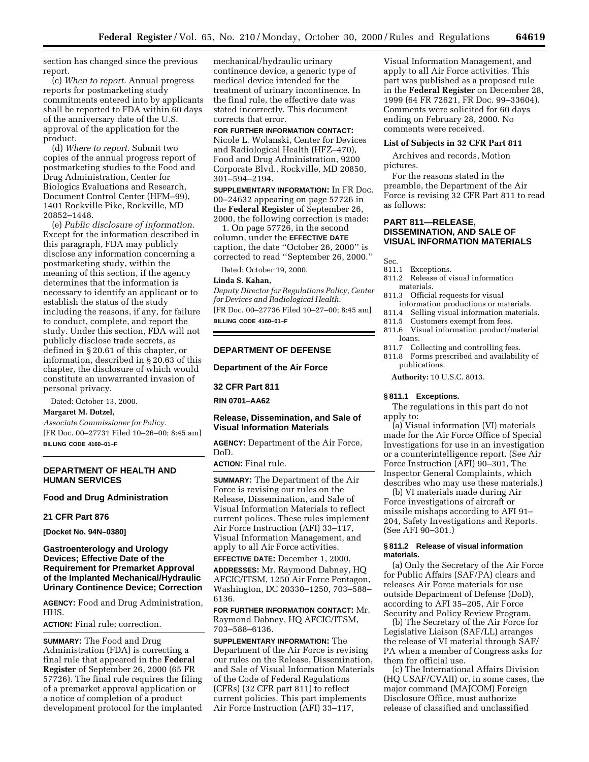section has changed since the previous report.

(c) *When to report.* Annual progress reports for postmarketing study commitments entered into by applicants shall be reported to FDA within 60 days of the anniversary date of the U.S. approval of the application for the product.

(d) *Where to report.* Submit two copies of the annual progress report of postmarketing studies to the Food and Drug Administration, Center for Biologics Evaluations and Research, Document Control Center (HFM–99), 1401 Rockville Pike, Rockville, MD 20852–1448.

(e) *Public disclosure of information.* Except for the information described in this paragraph, FDA may publicly disclose any information concerning a postmarketing study, within the meaning of this section, if the agency determines that the information is necessary to identify an applicant or to establish the status of the study including the reasons, if any, for failure to conduct, complete, and report the study. Under this section, FDA will not publicly disclose trade secrets, as defined in § 20.61 of this chapter, or information, described in § 20.63 of this chapter, the disclosure of which would constitute an unwarranted invasion of personal privacy.

Dated: October 13, 2000.

**Margaret M. Dotzel,**

*Associate Commissioner for Policy.*

[FR Doc. 00–27731 Filed 10–26–00; 8:45 am]

**BILLING CODE 4160–01–F**

## DEPARTMENT OF HEALTH AND HUMAN SERVICES

### Food and Drug Administration

### 21 CFR Part 876

**[Docket No. 94N–0380]**

### Gastroenterology and Urology Devices; Effective Date of the Requirement for Premarket Approval of the Implanted Mechanical/Hydraulic Urinary Continence Device; Correction

**AGENCY:** Food and Drug Administration, HHS.

**ACTION:** Final rule; correction.

**SUMMARY:** The Food and Drug Administration (FDA) is correcting a final rule that appeared in the **Federal Register** of September 26, 2000 (65 FR 57726). The final rule requires the filing of a premarket approval application or a notice of completion of a product development protocol for the implanted mechanical/hydraulic urinary continence device, a generic type of medical device intended for the treatment of urinary incontinence. In the final rule, the effective date was stated incorrectly. This document corrects that error.

**FOR FURTHER INFORMATION CONTACT:** Nicole L. Wolanski, Center for Devices and Radiological Health (HFZ–470), Food and Drug Administration, 9200 Corporate Blvd., Rockville, MD 20850, 301–594–2194.

**SUPPLEMENTARY INFORMATION:** In FR Doc. 00–24632 appearing on page 57726 in the **Federal Register** of September 26, 2000, the following correction is made:

1. On page 57726, in the second column, under the **EFFECTIVE DATE** caption, the date ''October 26, 2000'' is corrected to read ''September 26, 2000.''

Dated: October 19, 2000.

**Linda S. Kahan,**

*Deputy Director for Regulations Policy, Center for Devices and Radiological Health.*

[FR Doc. 00–27736 Filed 10–27–00; 8:45 am]

**BILLING CODE 4160–01–F**

## DEPARTMENT OF DEFENSE

### Department of the Air Force

### 32 CFR Part 811

**RIN 0701–AA62**

### Release, Dissemination, and Sale of Visual Information Materials

**AGENCY:** Department of the Air Force, DoD.

**ACTION:** Final rule.

**SUMMARY:** The Department of the Air Force is revising our rules on the Release, Dissemination, and Sale of Visual Information Materials to reflect current polices. These rules implement Air Force Instruction (AFI) 33–117, Visual Information Management, and apply to all Air Force activities.

**EFFECTIVE DATE:** December 1, 2000.

**ADDRESSES:** Mr. Raymond Dabney, HQ AFCIC/ITSM, 1250 Air Force Pentagon, Washington, DC 20330–1250, 703–588–6136.

**FOR FURTHER INFORMATION CONTACT:** Mr. Raymond Dabney, HQ AFCIC/ITSM, 703–588–6136.

**SUPPLEMENTARY INFORMATION:** The Department of the Air Force is revising our rules on the Release, Dissemination, and Sale of Visual Information Materials of the Code of Federal Regulations (CFRs) (32 CFR part 811) to reflect current policies. This part implements Air Force Instruction (AFI) 33–117, Visual Information Management, and apply to all Air Force activities. This part was published as a proposed rule in the **Federal Register** on December 28, 1999 (64 FR 72621, FR Doc. 99–33604). Comments were solicited for 60 days ending on February 28, 2000. No comments were received.

**List of Subjects in 32 CFR Part 811**

Archives and records, Motion pictures.

For the reasons stated in the preamble, the Department of the Air Force is revising 32 CFR Part 811 to read as follows:

## PART 811—RELEASE, DISSEMINATION, AND SALE OF VISUAL INFORMATION MATERIALS

Sec.

811.1 Exceptions.
811.2 Release of visual information materials.
811.3 Official requests for visual information productions or materials.
811.4 Selling visual information materials.
811.5 Customers exempt from fees.
811.6 Visual information product/material loans.
811.7 Collecting and controlling fees.
811.8 Forms prescribed and availability of publications.

**Authority:** 10 U.S.C. 8013.

#### § 811.1 Exceptions.

The regulations in this part do not apply to:

(a) Visual information (VI) materials made for the Air Force Office of Special Investigations for use in an investigation or a counterintelligence report. (See Air Force Instruction (AFI) 90–301, The Inspector General Complaints, which describes who may use these materials.)

(b) VI materials made during Air Force investigations of aircraft or missile mishaps according to AFI 91–204, Safety Investigations and Reports. (See AFI 90–301.)

#### § 811.2 Release of visual information materials.

(a) Only the Secretary of the Air Force for Public Affairs (SAF/PA) clears and releases Air Force materials for use outside Department of Defense (DoD), according to AFI 35–205, Air Force Security and Policy Review Program.

(b) The Secretary of the Air Force for Legislative Liaison (SAF/LL) arranges the release of VI material through SAF/PA when a member of Congress asks for them for official use.

(c) The International Affairs Division (HQ USAF/CVAII) or, in some cases, the major command (MAJCOM) Foreign Disclosure Office, must authorize release of classified and unclassified